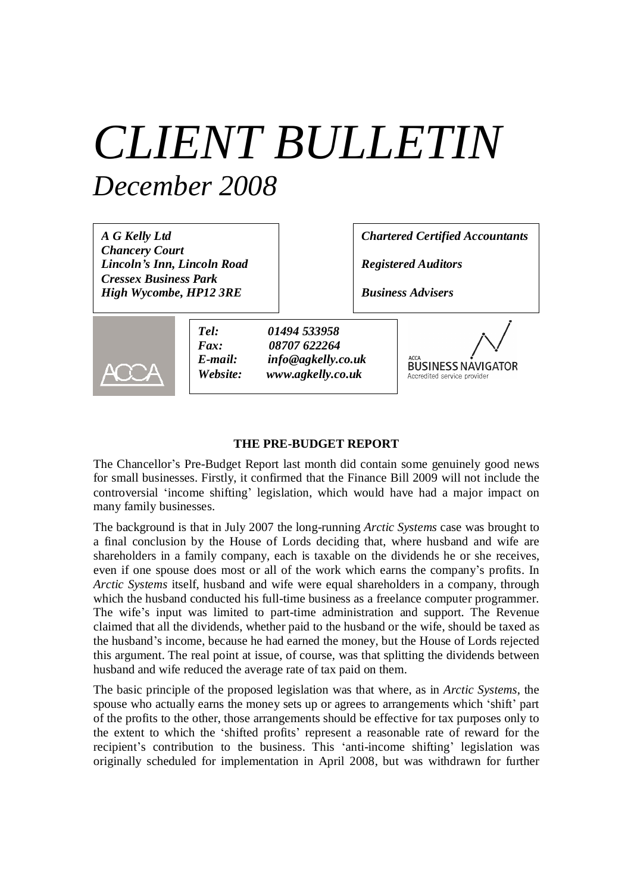# *CLIENT BULLETIN*

## *December 2008*

***A G Kelly Ltd***
***Chancery Court***
***Lincoln's Inn, Lincoln Road***
***Cressex Business Park***
***High Wycombe, HP12 3RE***

***Chartered Certified Accountants***

***Registered Auditors***

***Business Advisers***

ACCA

***Tel:*** ***01494 533958***
***Fax:*** ***08707 622264***
***E-mail:*** ***info@agkelly.co.uk***
***Website:*** ***www.agkelly.co.uk***

ACCA BUSINESS NAVIGATOR
Accredited service provider

### THE PRE-BUDGET REPORT

The Chancellor's Pre-Budget Report last month did contain some genuinely good news for small businesses. Firstly, it confirmed that the Finance Bill 2009 will not include the controversial 'income shifting' legislation, which would have had a major impact on many family businesses.

The background is that in July 2007 the long-running *Arctic Systems* case was brought to a final conclusion by the House of Lords deciding that, where husband and wife are shareholders in a family company, each is taxable on the dividends he or she receives, even if one spouse does most or all of the work which earns the company's profits. In *Arctic Systems* itself, husband and wife were equal shareholders in a company, through which the husband conducted his full-time business as a freelance computer programmer. The wife's input was limited to part-time administration and support. The Revenue claimed that all the dividends, whether paid to the husband or the wife, should be taxed as the husband's income, because he had earned the money, but the House of Lords rejected this argument. The real point at issue, of course, was that splitting the dividends between husband and wife reduced the average rate of tax paid on them.

The basic principle of the proposed legislation was that where, as in *Arctic Systems*, the spouse who actually earns the money sets up or agrees to arrangements which 'shift' part of the profits to the other, those arrangements should be effective for tax purposes only to the extent to which the 'shifted profits' represent a reasonable rate of reward for the recipient's contribution to the business. This 'anti-income shifting' legislation was originally scheduled for implementation in April 2008, but was withdrawn for further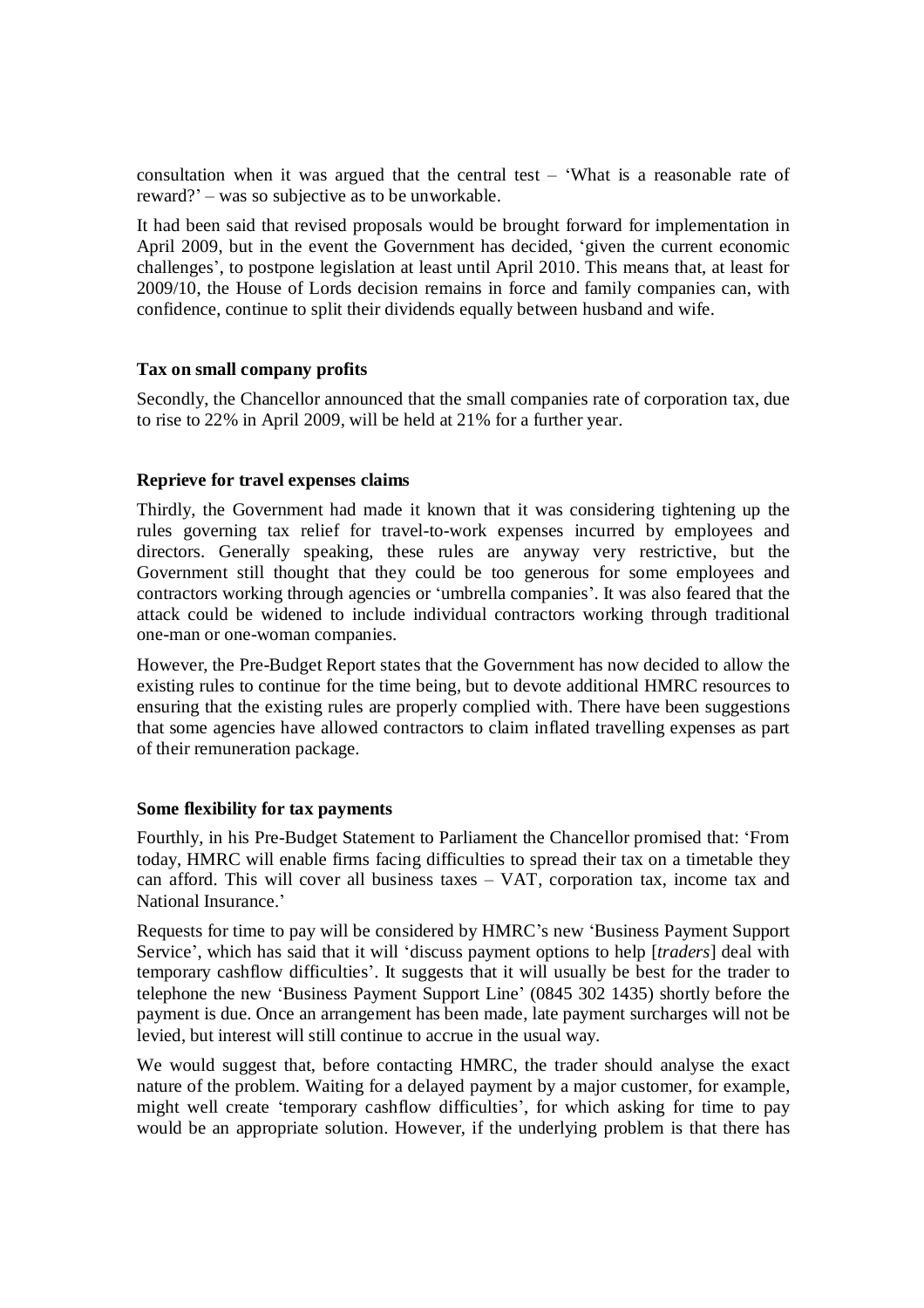consultation when it was argued that the central test – 'What is a reasonable rate of reward?' – was so subjective as to be unworkable.

It had been said that revised proposals would be brought forward for implementation in April 2009, but in the event the Government has decided, 'given the current economic challenges', to postpone legislation at least until April 2010. This means that, at least for 2009/10, the House of Lords decision remains in force and family companies can, with confidence, continue to split their dividends equally between husband and wife.

**Tax on small company profits**

Secondly, the Chancellor announced that the small companies rate of corporation tax, due to rise to 22% in April 2009, will be held at 21% for a further year.

**Reprieve for travel expenses claims**

Thirdly, the Government had made it known that it was considering tightening up the rules governing tax relief for travel-to-work expenses incurred by employees and directors. Generally speaking, these rules are anyway very restrictive, but the Government still thought that they could be too generous for some employees and contractors working through agencies or 'umbrella companies'. It was also feared that the attack could be widened to include individual contractors working through traditional one-man or one-woman companies.

However, the Pre-Budget Report states that the Government has now decided to allow the existing rules to continue for the time being, but to devote additional HMRC resources to ensuring that the existing rules are properly complied with. There have been suggestions that some agencies have allowed contractors to claim inflated travelling expenses as part of their remuneration package.

**Some flexibility for tax payments**

Fourthly, in his Pre-Budget Statement to Parliament the Chancellor promised that: 'From today, HMRC will enable firms facing difficulties to spread their tax on a timetable they can afford. This will cover all business taxes – VAT, corporation tax, income tax and National Insurance.'

Requests for time to pay will be considered by HMRC's new 'Business Payment Support Service', which has said that it will 'discuss payment options to help [*traders*] deal with temporary cashflow difficulties'. It suggests that it will usually be best for the trader to telephone the new 'Business Payment Support Line' (0845 302 1435) shortly before the payment is due. Once an arrangement has been made, late payment surcharges will not be levied, but interest will still continue to accrue in the usual way.

We would suggest that, before contacting HMRC, the trader should analyse the exact nature of the problem. Waiting for a delayed payment by a major customer, for example, might well create 'temporary cashflow difficulties', for which asking for time to pay would be an appropriate solution. However, if the underlying problem is that there has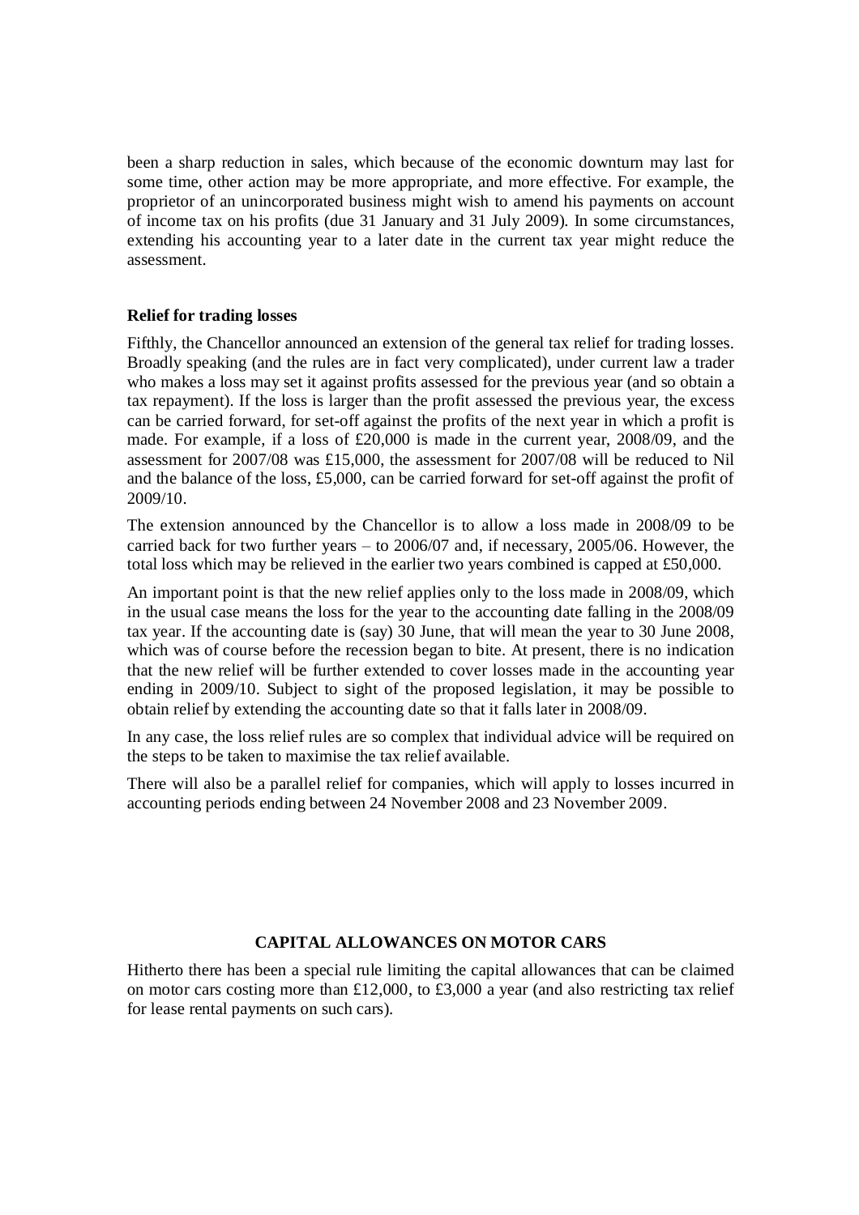been a sharp reduction in sales, which because of the economic downturn may last for some time, other action may be more appropriate, and more effective. For example, the proprietor of an unincorporated business might wish to amend his payments on account of income tax on his profits (due 31 January and 31 July 2009). In some circumstances, extending his accounting year to a later date in the current tax year might reduce the assessment.

**Relief for trading losses**

Fifthly, the Chancellor announced an extension of the general tax relief for trading losses. Broadly speaking (and the rules are in fact very complicated), under current law a trader who makes a loss may set it against profits assessed for the previous year (and so obtain a tax repayment). If the loss is larger than the profit assessed the previous year, the excess can be carried forward, for set-off against the profits of the next year in which a profit is made. For example, if a loss of £20,000 is made in the current year, 2008/09, and the assessment for 2007/08 was £15,000, the assessment for 2007/08 will be reduced to Nil and the balance of the loss, £5,000, can be carried forward for set-off against the profit of 2009/10.

The extension announced by the Chancellor is to allow a loss made in 2008/09 to be carried back for two further years – to 2006/07 and, if necessary, 2005/06. However, the total loss which may be relieved in the earlier two years combined is capped at £50,000.

An important point is that the new relief applies only to the loss made in 2008/09, which in the usual case means the loss for the year to the accounting date falling in the 2008/09 tax year. If the accounting date is (say) 30 June, that will mean the year to 30 June 2008, which was of course before the recession began to bite. At present, there is no indication that the new relief will be further extended to cover losses made in the accounting year ending in 2009/10. Subject to sight of the proposed legislation, it may be possible to obtain relief by extending the accounting date so that it falls later in 2008/09.

In any case, the loss relief rules are so complex that individual advice will be required on the steps to be taken to maximise the tax relief available.

There will also be a parallel relief for companies, which will apply to losses incurred in accounting periods ending between 24 November 2008 and 23 November 2009.

## CAPITAL ALLOWANCES ON MOTOR CARS

Hitherto there has been a special rule limiting the capital allowances that can be claimed on motor cars costing more than £12,000, to £3,000 a year (and also restricting tax relief for lease rental payments on such cars).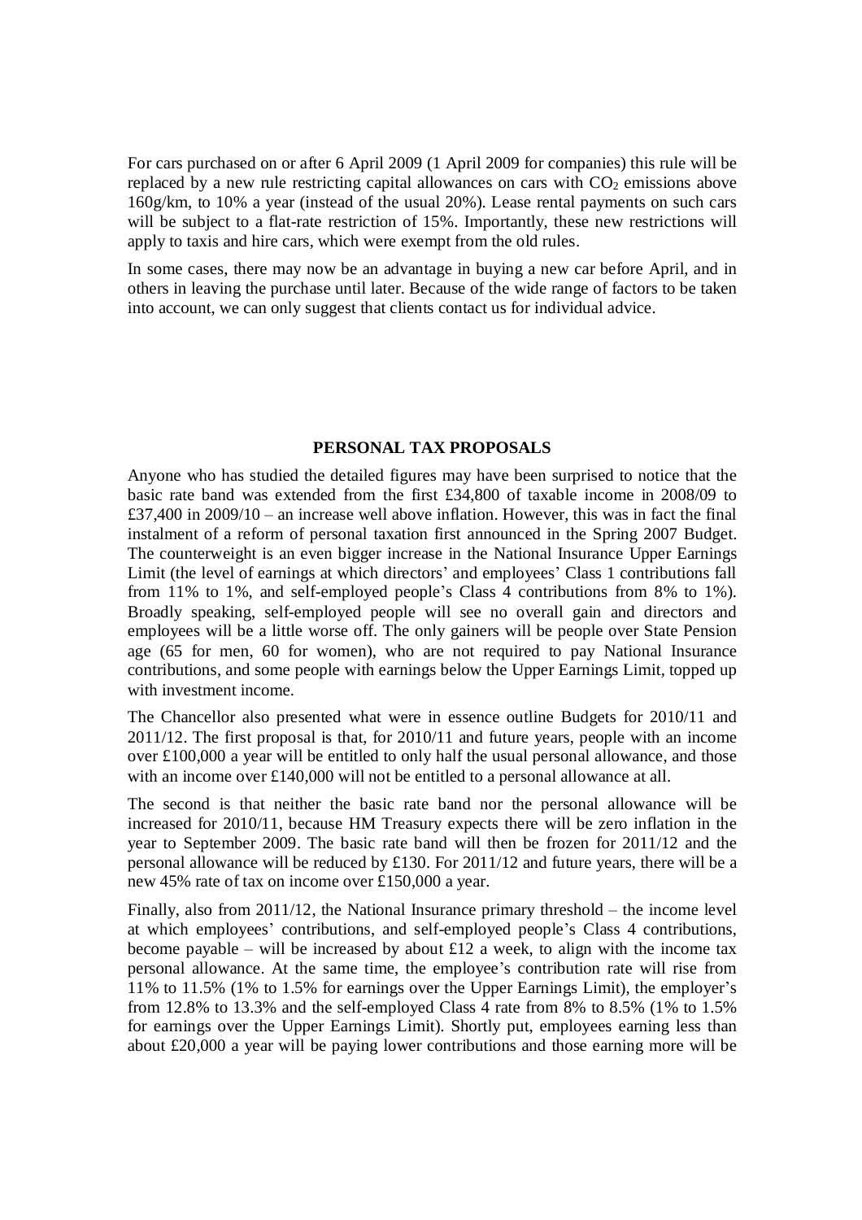For cars purchased on or after 6 April 2009 (1 April 2009 for companies) this rule will be replaced by a new rule restricting capital allowances on cars with $CO_2$ emissions above 160g/km, to 10% a year (instead of the usual 20%). Lease rental payments on such cars will be subject to a flat-rate restriction of 15%. Importantly, these new restrictions will apply to taxis and hire cars, which were exempt from the old rules.

In some cases, there may now be an advantage in buying a new car before April, and in others in leaving the purchase until later. Because of the wide range of factors to be taken into account, we can only suggest that clients contact us for individual advice.

## PERSONAL TAX PROPOSALS

Anyone who has studied the detailed figures may have been surprised to notice that the basic rate band was extended from the first £34,800 of taxable income in 2008/09 to £37,400 in 2009/10 – an increase well above inflation. However, this was in fact the final instalment of a reform of personal taxation first announced in the Spring 2007 Budget. The counterweight is an even bigger increase in the National Insurance Upper Earnings Limit (the level of earnings at which directors' and employees' Class 1 contributions fall from 11% to 1%, and self-employed people's Class 4 contributions from 8% to 1%). Broadly speaking, self-employed people will see no overall gain and directors and employees will be a little worse off. The only gainers will be people over State Pension age (65 for men, 60 for women), who are not required to pay National Insurance contributions, and some people with earnings below the Upper Earnings Limit, topped up with investment income.

The Chancellor also presented what were in essence outline Budgets for 2010/11 and 2011/12. The first proposal is that, for 2010/11 and future years, people with an income over £100,000 a year will be entitled to only half the usual personal allowance, and those with an income over £140,000 will not be entitled to a personal allowance at all.

The second is that neither the basic rate band nor the personal allowance will be increased for 2010/11, because HM Treasury expects there will be zero inflation in the year to September 2009. The basic rate band will then be frozen for 2011/12 and the personal allowance will be reduced by £130. For 2011/12 and future years, there will be a new 45% rate of tax on income over £150,000 a year.

Finally, also from 2011/12, the National Insurance primary threshold – the income level at which employees' contributions, and self-employed people's Class 4 contributions, become payable – will be increased by about £12 a week, to align with the income tax personal allowance. At the same time, the employee's contribution rate will rise from 11% to 11.5% (1% to 1.5% for earnings over the Upper Earnings Limit), the employer's from 12.8% to 13.3% and the self-employed Class 4 rate from 8% to 8.5% (1% to 1.5% for earnings over the Upper Earnings Limit). Shortly put, employees earning less than about £20,000 a year will be paying lower contributions and those earning more will be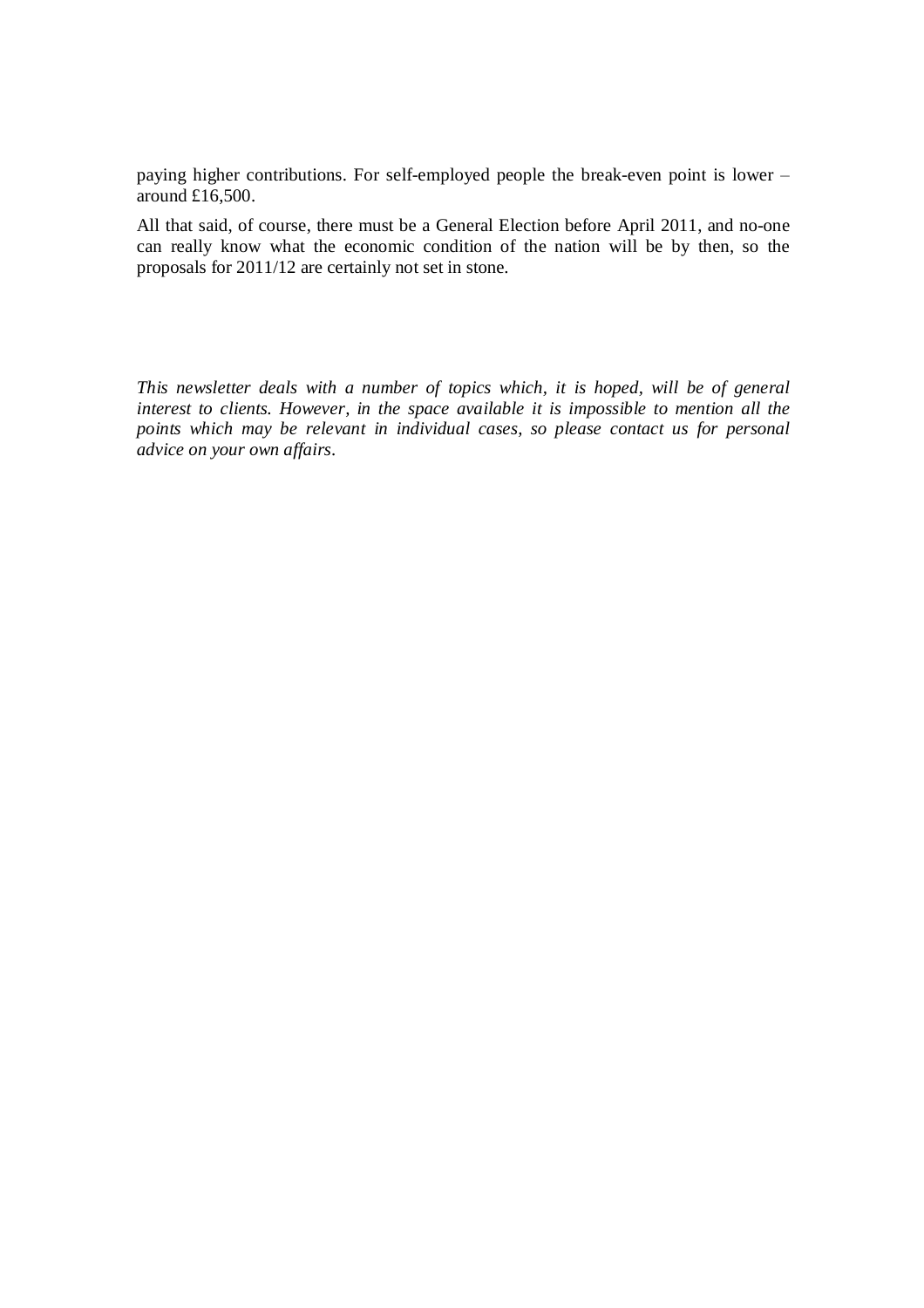paying higher contributions. For self-employed people the break-even point is lower – around £16,500.

All that said, of course, there must be a General Election before April 2011, and no-one can really know what the economic condition of the nation will be by then, so the proposals for 2011/12 are certainly not set in stone.

*This newsletter deals with a number of topics which, it is hoped, will be of general interest to clients. However, in the space available it is impossible to mention all the points which may be relevant in individual cases, so please contact us for personal advice on your own affairs.*